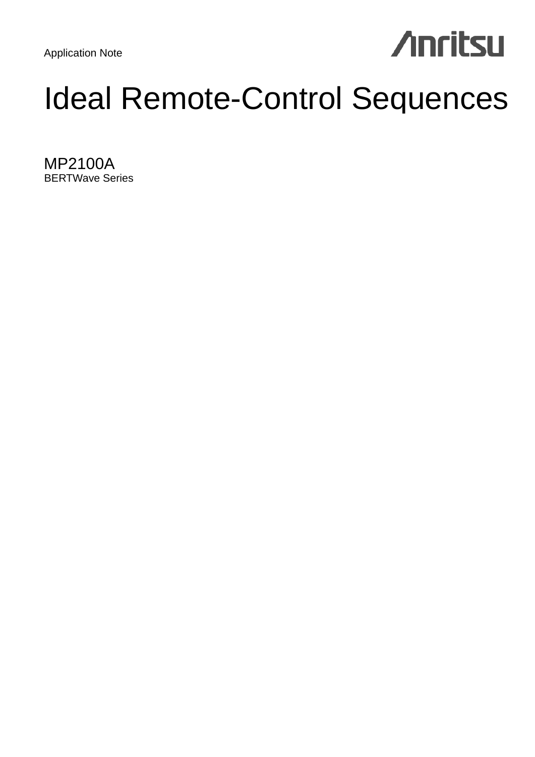Application Note

Anritsu

# Ideal Remote-Control Sequences

## MP2100A

BERTWave Series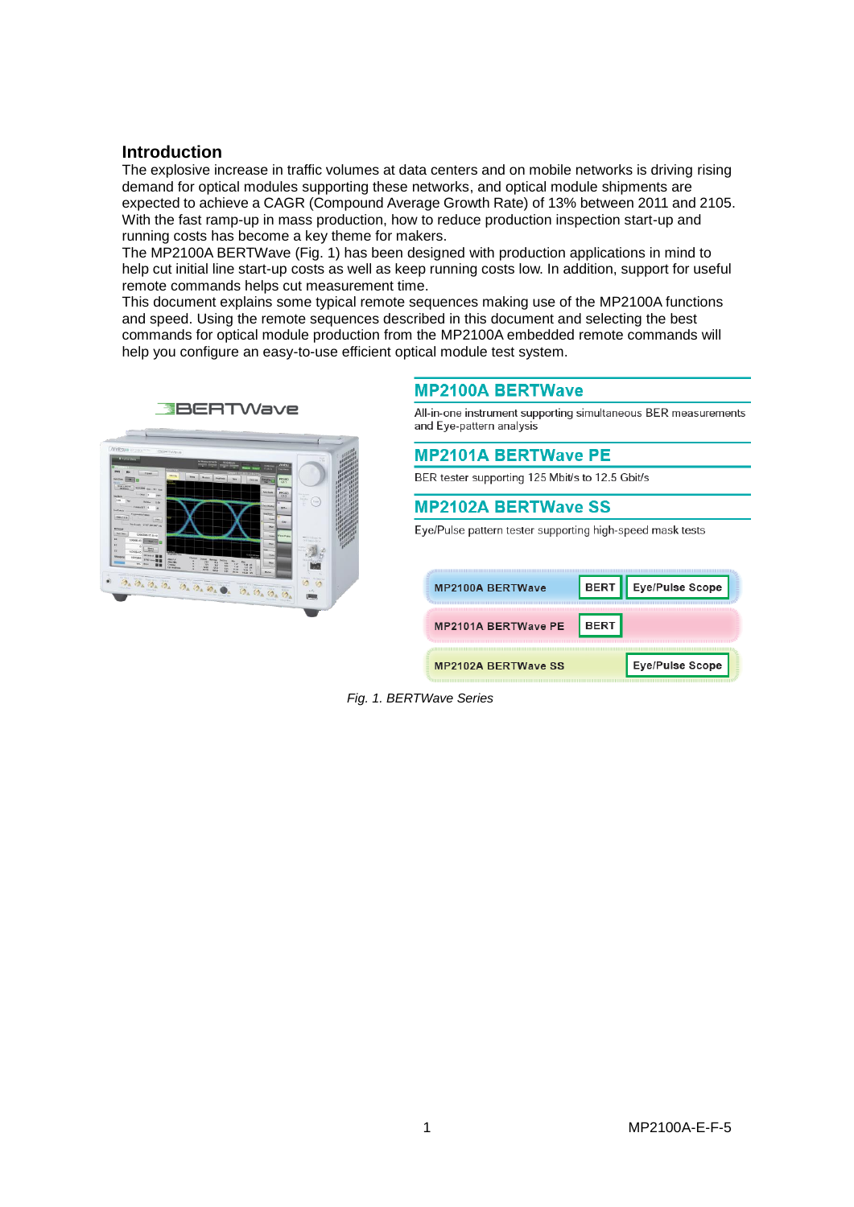## Introduction

The explosive increase in traffic volumes at data centers and on mobile networks is driving rising demand for optical modules supporting these networks, and optical module shipments are expected to achieve a CAGR (Compound Average Growth Rate) of 13% between 2011 and 2105. With the fast ramp-up in mass production, how to reduce production inspection start-up and running costs has become a key theme for makers.

The MP2100A BERTWave (Fig. 1) has been designed with production applications in mind to help cut initial line start-up costs as well as keep running costs low. In addition, support for useful remote commands helps cut measurement time.

This document explains some typical remote sequences making use of the MP2100A functions and speed. Using the remote sequences described in this document and selecting the best commands for optical module production from the MP2100A embedded remote commands will help you configure an easy-to-use efficient optical module test system.

**MP2100A BERTWave**

All-in-one instrument supporting simultaneous BER measurements and Eye-pattern analysis

**MP2101A BERTWave PE**

BER tester supporting 125 Mbit/s to 12.5 Gbit/s

**MP2102A BERTWave SS**

Eye/Pulse pattern tester supporting high-speed mask tests

| Model | BERT | Eye/Pulse Scope |
|---|---|---|
| MP2100A BERTWave | BERT | Eye/Pulse Scope |
| MP2101A BERTWave PE | BERT | |
| MP2102A BERTWave SS | | Eye/Pulse Scope |

*Fig. 1. BERTWave Series*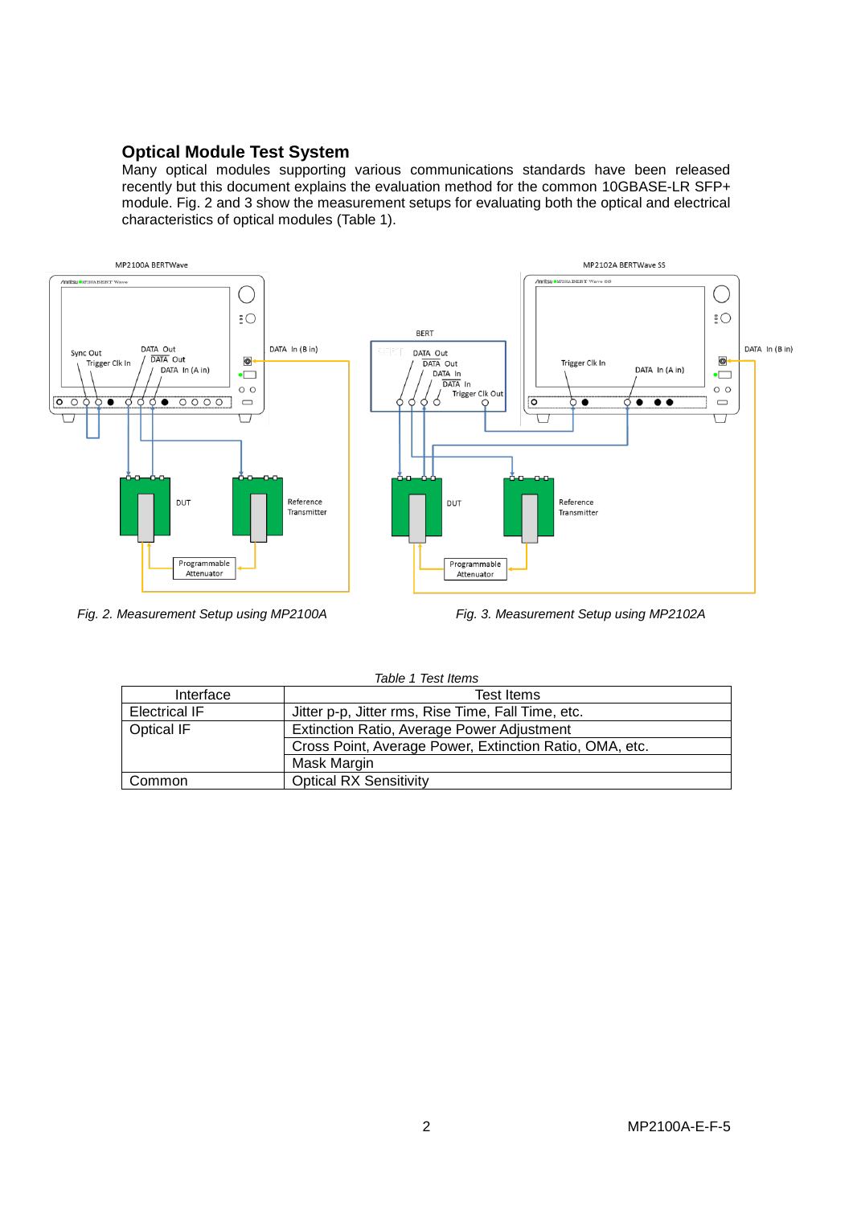## Optical Module Test System

Many optical modules supporting various communications standards have been released recently but this document explains the evaluation method for the common 10GBASE-LR SFP+ module. Fig. 2 and 3 show the measurement setups for evaluating both the optical and electrical characteristics of optical modules (Table 1).

*Fig. 2. Measurement Setup using MP2100A*

*Fig. 3. Measurement Setup using MP2102A*

*Table 1 Test Items*

| Interface | Test Items |
|---|---|
| Electrical IF | Jitter p-p, Jitter rms, Rise Time, Fall Time, etc. |
| Optical IF | Extinction Ratio, Average Power Adjustment |
| | Cross Point, Average Power, Extinction Ratio, OMA, etc. |
| | Mask Margin |
| Common | Optical RX Sensitivity |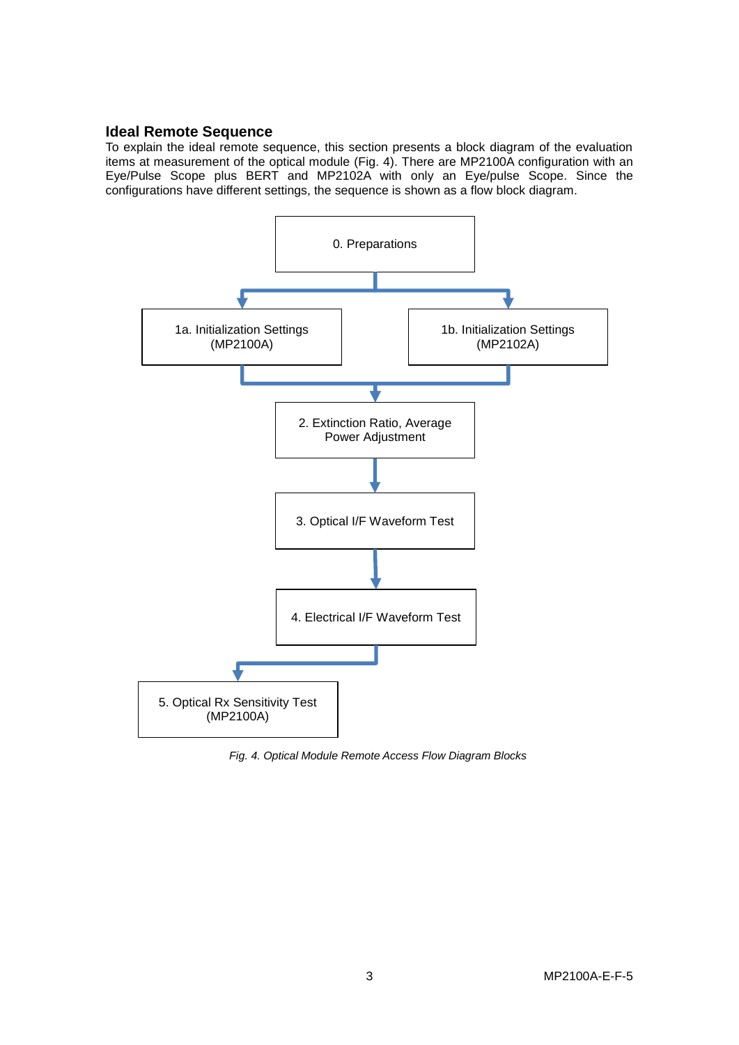### Ideal Remote Sequence

To explain the ideal remote sequence, this section presents a block diagram of the evaluation items at measurement of the optical module (Fig. 4). There are MP2100A configuration with an Eye/Pulse Scope plus BERT and MP2102A with only an Eye/pulse Scope. Since the configurations have different settings, the sequence is shown as a flow block diagram.

0. Preparations

1a. Initialization Settings (MP2100A)

1b. Initialization Settings (MP2102A)

2. Extinction Ratio, Average Power Adjustment

3. Optical I/F Waveform Test

4. Electrical I/F Waveform Test

5. Optical Rx Sensitivity Test (MP2100A)

*Fig. 4. Optical Module Remote Access Flow Diagram Blocks*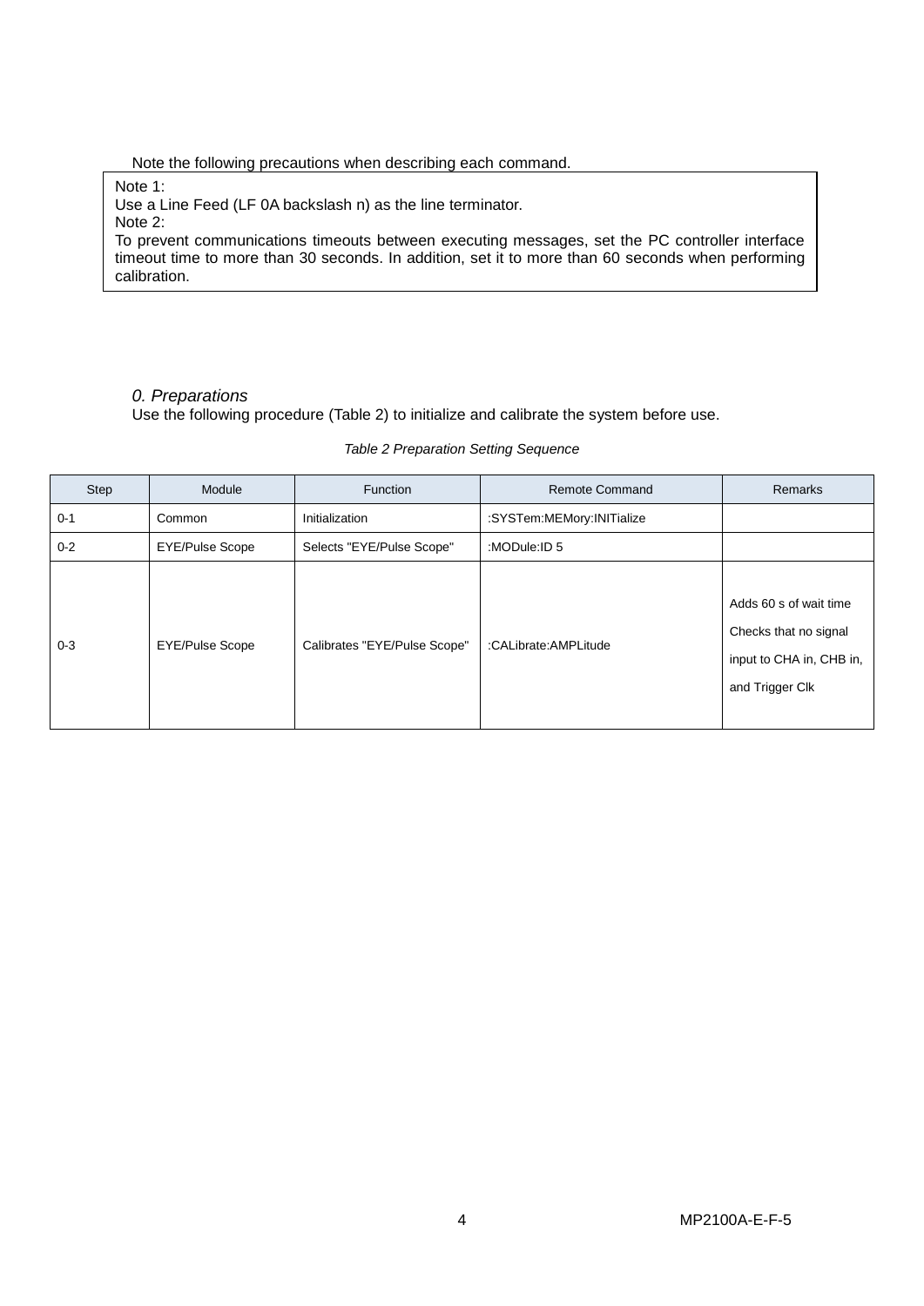Note the following precautions when describing each command.

> Note 1:
> Use a Line Feed (LF 0A backslash n) as the line terminator.
> Note 2:
> To prevent communications timeouts between executing messages, set the PC controller interface timeout time to more than 30 seconds. In addition, set it to more than 60 seconds when performing calibration.

*0. Preparations*

Use the following procedure (Table 2) to initialize and calibrate the system before use.

*Table 2 Preparation Setting Sequence*

| Step | Module | Function | Remote Command | Remarks |
|---|---|---|---|---|
| 0-1 | Common | Initialization | :SYSTem:MEMory:INITialize | |
| 0-2 | EYE/Pulse Scope | Selects "EYE/Pulse Scope" | :MODule:ID 5 | |
| 0-3 | EYE/Pulse Scope | Calibrates "EYE/Pulse Scope" | :CALibrate:AMPLitude | Adds 60 s of wait time<br>Checks that no signal input to CHA in, CHB in, and Trigger Clk |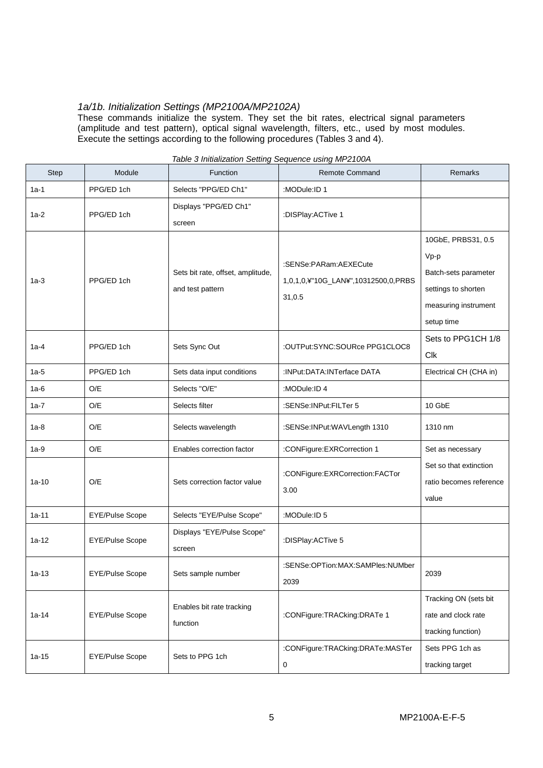*1a/1b. Initialization Settings (MP2100A/MP2102A)*

These commands initialize the system. They set the bit rates, electrical signal parameters (amplitude and test pattern), optical signal wavelength, filters, etc., used by most modules. Execute the settings according to the following procedures (Tables 3 and 4).

*Table 3 Initialization Setting Sequence using MP2100A*

| Step | Module | Function | Remote Command | Remarks |
|---|---|---|---|---|
| 1a-1 | PPG/ED 1ch | Selects "PPG/ED Ch1" | :MODule:ID 1 | |
| 1a-2 | PPG/ED 1ch | Displays "PPG/ED Ch1" screen | :DISPlay:ACTive 1 | |
| 1a-3 | PPG/ED 1ch | Sets bit rate, offset, amplitude, and test pattern | :SENSe:PARam:AEXECute 1,0,1,0,¥"10G_LAN¥",10312500,0,PRBS31,0.5 | 10GbE, PRBS31, 0.5 Vp-p Batch-sets parameter settings to shorten measuring instrument setup time |
| 1a-4 | PPG/ED 1ch | Sets Sync Out | :OUTPut:SYNC:SOURce PPG1CLOC8 | Sets to PPG1CH 1/8 Clk |
| 1a-5 | PPG/ED 1ch | Sets data input conditions | :INPut:DATA:INTerface DATA | Electrical CH (CHA in) |
| 1a-6 | O/E | Selects "O/E" | :MODule:ID 4 | |
| 1a-7 | O/E | Selects filter | :SENSe:INPut:FILTer 5 | 10 GbE |
| 1a-8 | O/E | Selects wavelength | :SENSe:INPut:WAVLength 1310 | 1310 nm |
| 1a-9 | O/E | Enables correction factor | :CONFigure:EXRCorrection 1 | Set as necessary Set so that extinction ratio becomes reference value |
| 1a-10 | O/E | Sets correction factor value | :CONFigure:EXRCorrection:FACTor 3.00 | |
| 1a-11 | EYE/Pulse Scope | Selects "EYE/Pulse Scope" | :MODule:ID 5 | |
| 1a-12 | EYE/Pulse Scope | Displays "EYE/Pulse Scope" screen | :DISPlay:ACTive 5 | |
| 1a-13 | EYE/Pulse Scope | Sets sample number | :SENSe:OPTion:MAX:SAMPles:NUMber 2039 | 2039 |
| 1a-14 | EYE/Pulse Scope | Enables bit rate tracking function | :CONFigure:TRACking:DRATe 1 | Tracking ON (sets bit rate and clock rate tracking function) |
| 1a-15 | EYE/Pulse Scope | Sets to PPG 1ch | :CONFigure:TRACking:DRATe:MASTer 0 | Sets PPG 1ch as tracking target |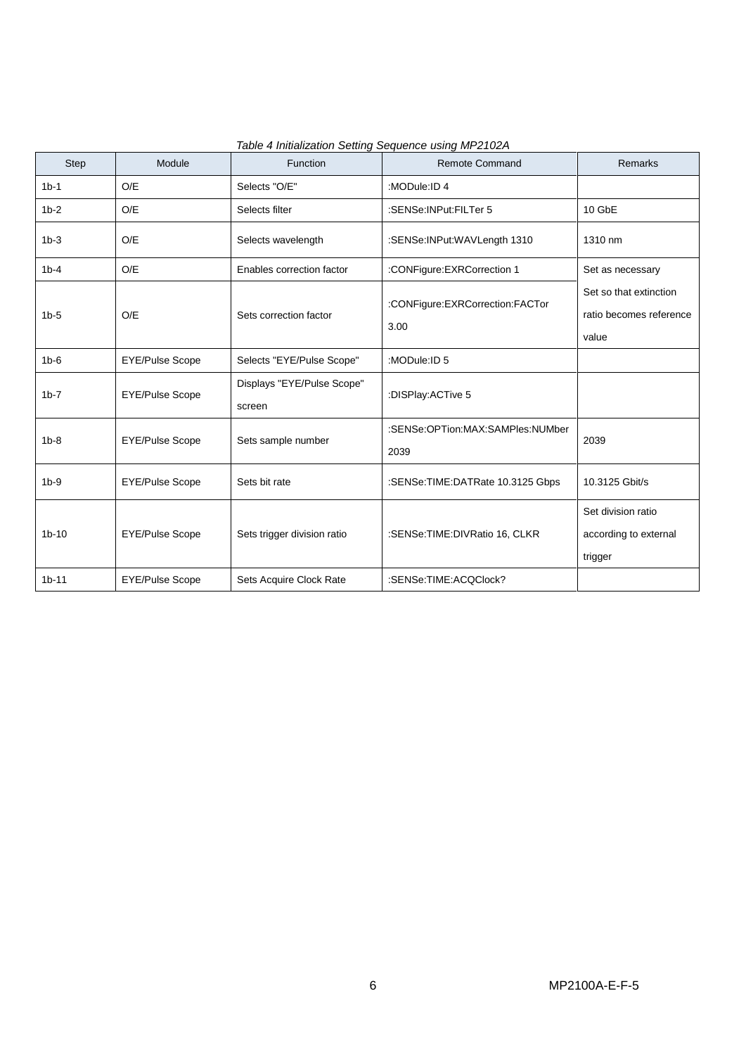*Table 4 Initialization Setting Sequence using MP2102A*

| Step | Module | Function | Remote Command | Remarks |
| --- | --- | --- | --- | --- |
| 1b-1 | O/E | Selects "O/E" | :MODule:ID 4 | |
| 1b-2 | O/E | Selects filter | :SENSe:INPut:FILTer 5 | 10 GbE |
| 1b-3 | O/E | Selects wavelength | :SENSe:INPut:WAVLength 1310 | 1310 nm |
| 1b-4 | O/E | Enables correction factor | :CONFigure:EXRCorrection 1 | Set as necessary |
| 1b-5 | O/E | Sets correction factor | :CONFigure:EXRCorrection:FACTor 3.00 | Set so that extinction ratio becomes reference value |
| 1b-6 | EYE/Pulse Scope | Selects "EYE/Pulse Scope" | :MODule:ID 5 | |
| 1b-7 | EYE/Pulse Scope | Displays "EYE/Pulse Scope" screen | :DISPlay:ACTive 5 | |
| 1b-8 | EYE/Pulse Scope | Sets sample number | :SENSe:OPTion:MAX:SAMPles:NUMber 2039 | 2039 |
| 1b-9 | EYE/Pulse Scope | Sets bit rate | :SENSe:TIME:DATRate 10.3125 Gbps | 10.3125 Gbit/s |
| 1b-10 | EYE/Pulse Scope | Sets trigger division ratio | :SENSe:TIME:DIVRatio 16, CLKR | Set division ratio according to external trigger |
| 1b-11 | EYE/Pulse Scope | Sets Acquire Clock Rate | :SENSe:TIME:ACQClock? | |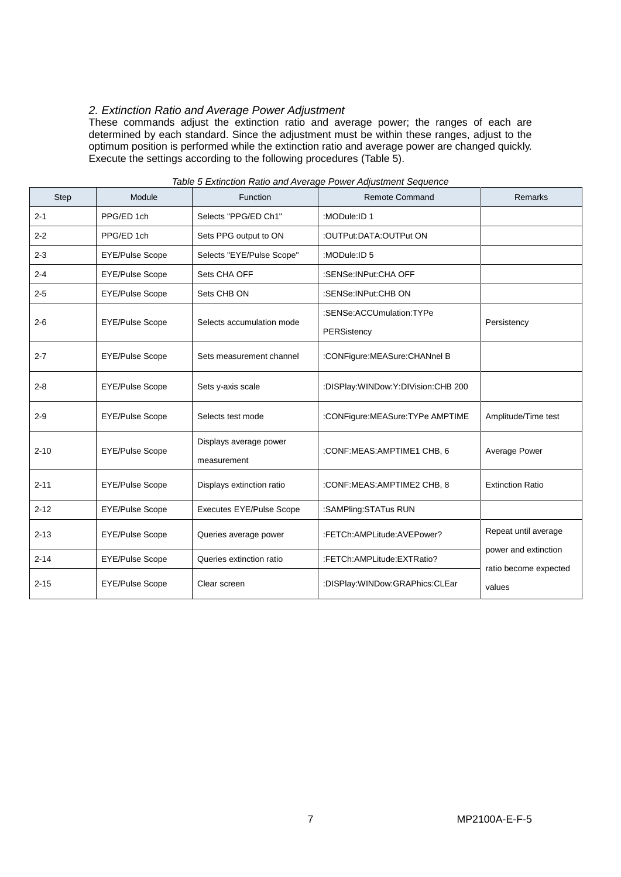## *2. Extinction Ratio and Average Power Adjustment*

These commands adjust the extinction ratio and average power; the ranges of each are determined by each standard. Since the adjustment must be within these ranges, adjust to the optimum position is performed while the extinction ratio and average power are changed quickly. Execute the settings according to the following procedures (Table 5).

*Table 5 Extinction Ratio and Average Power Adjustment Sequence*

| Step | Module | Function | Remote Command | Remarks |
|---|---|---|---|---|
| 2-1 | PPG/ED 1ch | Selects "PPG/ED Ch1" | :MODule:ID 1 | |
| 2-2 | PPG/ED 1ch | Sets PPG output to ON | :OUTPut:DATA:OUTPut ON | |
| 2-3 | EYE/Pulse Scope | Selects "EYE/Pulse Scope" | :MODule:ID 5 | |
| 2-4 | EYE/Pulse Scope | Sets CHA OFF | :SENSe:INPut:CHA OFF | |
| 2-5 | EYE/Pulse Scope | Sets CHB ON | :SENSe:INPut:CHB ON | |
| 2-6 | EYE/Pulse Scope | Selects accumulation mode | :SENSe:ACCUmulation:TYPe PERSistency | Persistency |
| 2-7 | EYE/Pulse Scope | Sets measurement channel | :CONFigure:MEASure:CHANnel B | |
| 2-8 | EYE/Pulse Scope | Sets y-axis scale | :DISPlay:WINDow:Y:DIVision:CHB 200 | |
| 2-9 | EYE/Pulse Scope | Selects test mode | :CONFigure:MEASure:TYPe AMPTIME | Amplitude/Time test |
| 2-10 | EYE/Pulse Scope | Displays average power measurement | :CONF:MEAS:AMPTIME1 CHB, 6 | Average Power |
| 2-11 | EYE/Pulse Scope | Displays extinction ratio | :CONF:MEAS:AMPTIME2 CHB, 8 | Extinction Ratio |
| 2-12 | EYE/Pulse Scope | Executes EYE/Pulse Scope | :SAMPling:STATus RUN | |
| 2-13 | EYE/Pulse Scope | Queries average power | :FETCh:AMPLitude:AVEPower? | Repeat until average power and extinction ratio become expected values |
| 2-14 | EYE/Pulse Scope | Queries extinction ratio | :FETCh:AMPLitude:EXTRatio? | |
| 2-15 | EYE/Pulse Scope | Clear screen | :DISPlay:WINDow:GRAPhics:CLEar | |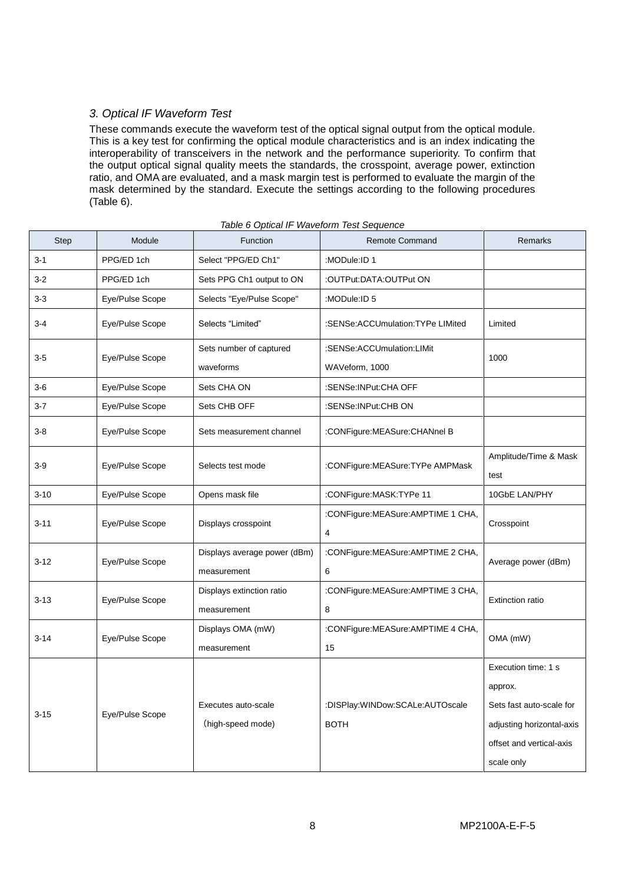### *3. Optical IF Waveform Test*

These commands execute the waveform test of the optical signal output from the optical module. This is a key test for confirming the optical module characteristics and is an index indicating the interoperability of transceivers in the network and the performance superiority. To confirm that the output optical signal quality meets the standards, the crosspoint, average power, extinction ratio, and OMA are evaluated, and a mask margin test is performed to evaluate the margin of the mask determined by the standard. Execute the settings according to the following procedures (Table 6).

*Table 6 Optical IF Waveform Test Sequence*

| Step | Module | Function | Remote Command | Remarks |
|---|---|---|---|---|
| 3-1 | PPG/ED 1ch | Select "PPG/ED Ch1" | :MODule:ID 1 | |
| 3-2 | PPG/ED 1ch | Sets PPG Ch1 output to ON | :OUTPut:DATA:OUTPut ON | |
| 3-3 | Eye/Pulse Scope | Selects "Eye/Pulse Scope" | :MODule:ID 5 | |
| 3-4 | Eye/Pulse Scope | Selects “Limited” | :SENSe:ACCUmulation:TYPe LIMited | Limited |
| 3-5 | Eye/Pulse Scope | Sets number of captured waveforms | :SENSe:ACCUmulation:LIMit WAVeform, 1000 | 1000 |
| 3-6 | Eye/Pulse Scope | Sets CHA ON | :SENSe:INPut:CHA OFF | |
| 3-7 | Eye/Pulse Scope | Sets CHB OFF | :SENSe:INPut:CHB ON | |
| 3-8 | Eye/Pulse Scope | Sets measurement channel | :CONFigure:MEASure:CHANnel B | |
| 3-9 | Eye/Pulse Scope | Selects test mode | :CONFigure:MEASure:TYPe AMPMask | Amplitude/Time & Mask test |
| 3-10 | Eye/Pulse Scope | Opens mask file | :CONFigure:MASK:TYPe 11 | 10GbE LAN/PHY |
| 3-11 | Eye/Pulse Scope | Displays crosspoint | :CONFigure:MEASure:AMPTIME 1 CHA, 4 | Crosspoint |
| 3-12 | Eye/Pulse Scope | Displays average power (dBm) measurement | :CONFigure:MEASure:AMPTIME 2 CHA, 6 | Average power (dBm) |
| 3-13 | Eye/Pulse Scope | Displays extinction ratio measurement | :CONFigure:MEASure:AMPTIME 3 CHA, 8 | Extinction ratio |
| 3-14 | Eye/Pulse Scope | Displays OMA (mW) measurement | :CONFigure:MEASure:AMPTIME 4 CHA, 15 | OMA (mW) |
| 3-15 | Eye/Pulse Scope | Executes auto-scale （high-speed mode) | :DISPlay:WINDow:SCALe:AUTOscale BOTH | Execution time: 1 s approx. Sets fast auto-scale for adjusting horizontal-axis offset and vertical-axis scale only |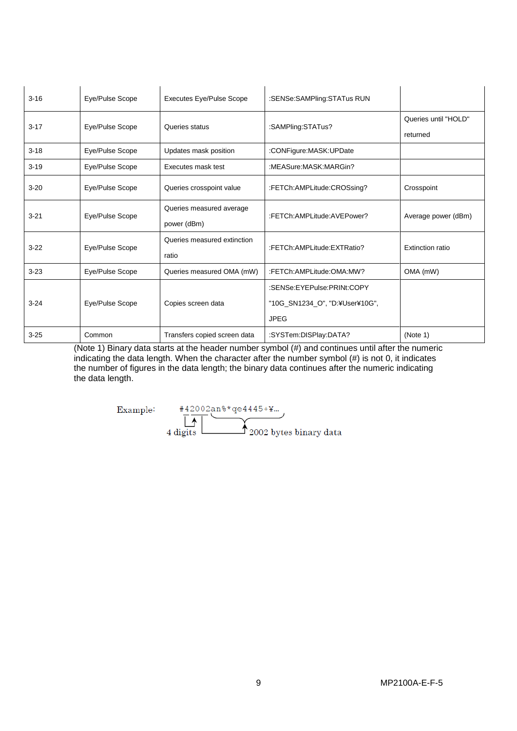| 3-16 | Eye/Pulse Scope | Executes Eye/Pulse Scope | :SENSe:SAMPling:STATus RUN | |
|---|---|---|---|---|
| 3-17 | Eye/Pulse Scope | Queries status | :SAMPling:STATus? | Queries until "HOLD" returned |
| 3-18 | Eye/Pulse Scope | Updates mask position | :CONFigure:MASK:UPDate | |
| 3-19 | Eye/Pulse Scope | Executes mask test | :MEASure:MASK:MARGin? | |
| 3-20 | Eye/Pulse Scope | Queries crosspoint value | :FETCh:AMPLitude:CROSsing? | Crosspoint |
| 3-21 | Eye/Pulse Scope | Queries measured average power (dBm) | :FETCh:AMPLitude:AVEPower? | Average power (dBm) |
| 3-22 | Eye/Pulse Scope | Queries measured extinction ratio | :FETCh:AMPLitude:EXTRatio? | Extinction ratio |
| 3-23 | Eye/Pulse Scope | Queries measured OMA (mW) | :FETCh:AMPLitude:OMA:MW? | OMA (mW) |
| 3-24 | Eye/Pulse Scope | Copies screen data | :SENSe:EYEPulse:PRINt:COPY "10G_SN1234_O", "D:¥User¥10G", JPEG | |
| 3-25 | Common | Transfers copied screen data | :SYSTem:DISPlay:DATA? | (Note 1) |

(Note 1) Binary data starts at the header number symbol (#) and continues until after the numeric indicating the data length. When the character after the number symbol (#) is not 0, it indicates the number of figures in the data length; the binary data continues after the numeric indicating the data length.

Example: #42002an%*qe4445+¥...

4 digits — 2002 bytes binary data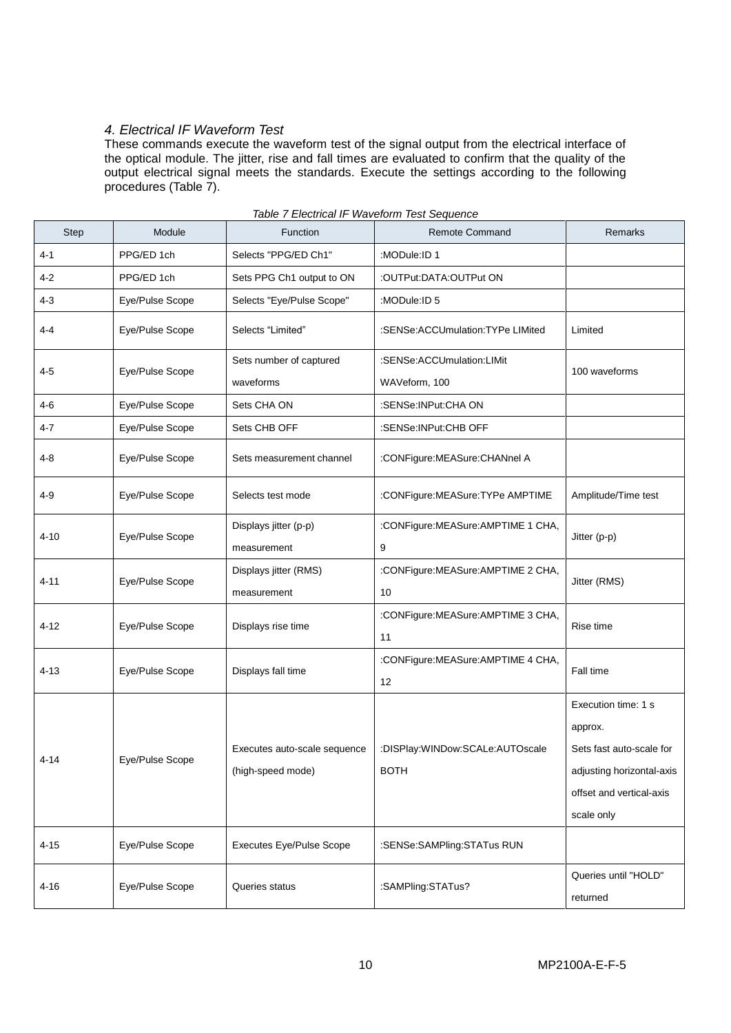### *4. Electrical IF Waveform Test*

These commands execute the waveform test of the signal output from the electrical interface of the optical module. The jitter, rise and fall times are evaluated to confirm that the quality of the output electrical signal meets the standards. Execute the settings according to the following procedures (Table 7).

*Table 7 Electrical IF Waveform Test Sequence*

| Step | Module | Function | Remote Command | Remarks |
|---|---|---|---|---|
| 4-1 | PPG/ED 1ch | Selects "PPG/ED Ch1" | :MODule:ID 1 | |
| 4-2 | PPG/ED 1ch | Sets PPG Ch1 output to ON | :OUTPut:DATA:OUTPut ON | |
| 4-3 | Eye/Pulse Scope | Selects "Eye/Pulse Scope" | :MODule:ID 5 | |
| 4-4 | Eye/Pulse Scope | Selects "Limited" | :SENSe:ACCUmulation:TYPe LIMited | Limited |
| 4-5 | Eye/Pulse Scope | Sets number of captured waveforms | :SENSe:ACCUmulation:LIMit WAVeform, 100 | 100 waveforms |
| 4-6 | Eye/Pulse Scope | Sets CHA ON | :SENSe:INPut:CHA ON | |
| 4-7 | Eye/Pulse Scope | Sets CHB OFF | :SENSe:INPut:CHB OFF | |
| 4-8 | Eye/Pulse Scope | Sets measurement channel | :CONFigure:MEASure:CHANnel A | |
| 4-9 | Eye/Pulse Scope | Selects test mode | :CONFigure:MEASure:TYPe AMPTIME | Amplitude/Time test |
| 4-10 | Eye/Pulse Scope | Displays jitter (p-p) measurement | :CONFigure:MEASure:AMPTIME 1 CHA, 9 | Jitter (p-p) |
| 4-11 | Eye/Pulse Scope | Displays jitter (RMS) measurement | :CONFigure:MEASure:AMPTIME 2 CHA, 10 | Jitter (RMS) |
| 4-12 | Eye/Pulse Scope | Displays rise time | :CONFigure:MEASure:AMPTIME 3 CHA, 11 | Rise time |
| 4-13 | Eye/Pulse Scope | Displays fall time | :CONFigure:MEASure:AMPTIME 4 CHA, 12 | Fall time |
| 4-14 | Eye/Pulse Scope | Executes auto-scale sequence (high-speed mode) | :DISPlay:WINDow:SCALe:AUTOscale BOTH | Execution time: 1 s approx. Sets fast auto-scale for adjusting horizontal-axis offset and vertical-axis scale only |
| 4-15 | Eye/Pulse Scope | Executes Eye/Pulse Scope | :SENSe:SAMPling:STATus RUN | |
| 4-16 | Eye/Pulse Scope | Queries status | :SAMPling:STATus? | Queries until "HOLD" returned |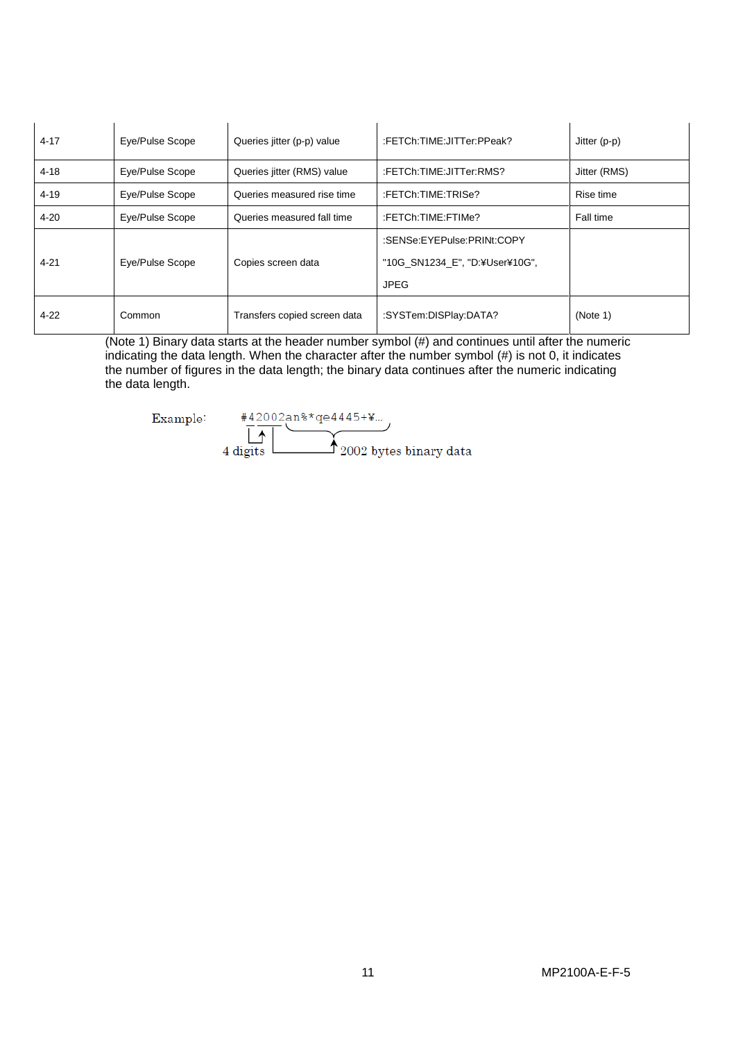| 4-17 | Eye/Pulse Scope | Queries jitter (p-p) value | :FETCh:TIME:JITTer:PPeak? | Jitter (p-p) |
|---|---|---|---|---|
| 4-18 | Eye/Pulse Scope | Queries jitter (RMS) value | :FETCh:TIME:JITTer:RMS? | Jitter (RMS) |
| 4-19 | Eye/Pulse Scope | Queries measured rise time | :FETCh:TIME:TRISe? | Rise time |
| 4-20 | Eye/Pulse Scope | Queries measured fall time | :FETCh:TIME:FTIMe? | Fall time |
| 4-21 | Eye/Pulse Scope | Copies screen data | :SENSe:EYEPulse:PRINt:COPY "10G_SN1234_E", "D:¥User¥10G", JPEG | |
| 4-22 | Common | Transfers copied screen data | :SYSTem:DISPlay:DATA? | (Note 1) |

(Note 1) Binary data starts at the header number symbol (#) and continues until after the numeric indicating the data length. When the character after the number symbol (#) is not 0, it indicates the number of figures in the data length; the binary data continues after the numeric indicating the data length.

Example: #42002an%*qe4445+¥...

- 4 digits
- 2002 bytes binary data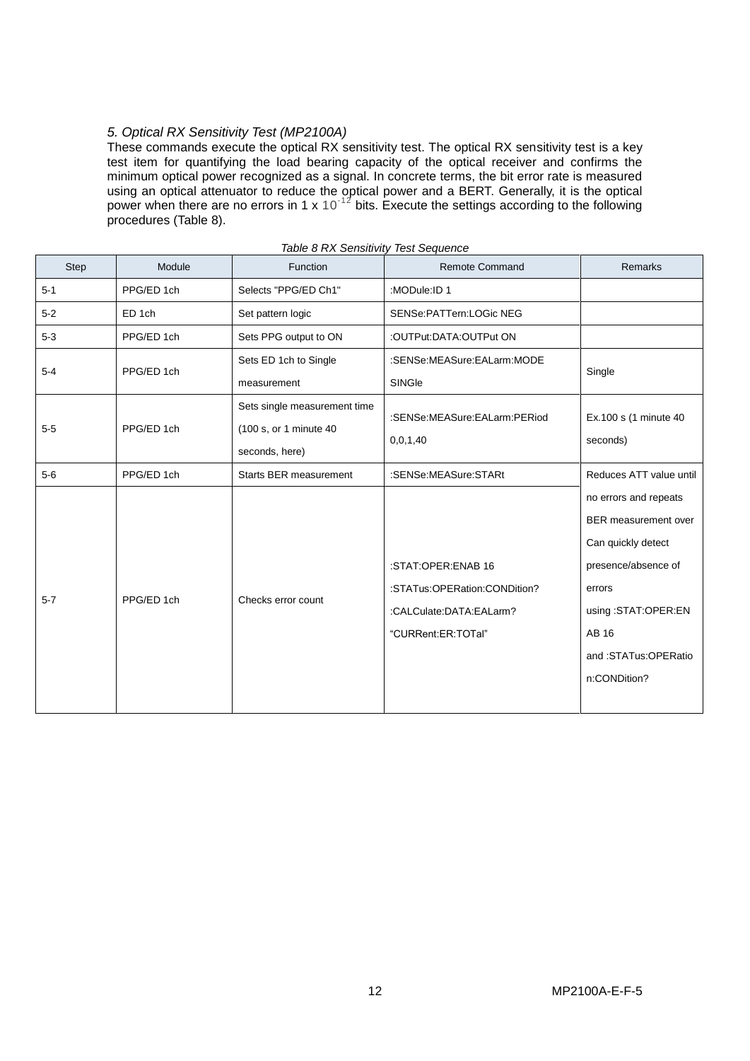*5. Optical RX Sensitivity Test (MP2100A)*

These commands execute the optical RX sensitivity test. The optical RX sensitivity test is a key test item for quantifying the load bearing capacity of the optical receiver and confirms the minimum optical power recognized as a signal. In concrete terms, the bit error rate is measured using an optical attenuator to reduce the optical power and a BERT. Generally, it is the optical power when there are no errors in 1 x $10^{-12}$ bits. Execute the settings according to the following procedures (Table 8).

*Table 8 RX Sensitivity Test Sequence*

| Step | Module | Function | Remote Command | Remarks |
|---|---|---|---|---|
| 5-1 | PPG/ED 1ch | Selects "PPG/ED Ch1" | :MODule:ID 1 | |
| 5-2 | ED 1ch | Set pattern logic | SENSe:PATTern:LOGic NEG | |
| 5-3 | PPG/ED 1ch | Sets PPG output to ON | :OUTPut:DATA:OUTPut ON | |
| 5-4 | PPG/ED 1ch | Sets ED 1ch to Single measurement | :SENSe:MEASure:EALarm:MODE SINGle | Single |
| 5-5 | PPG/ED 1ch | Sets single measurement time (100 s, or 1 minute 40 seconds, here) | :SENSe:MEASure:EALarm:PERiod 0,0,1,40 | Ex.100 s (1 minute 40 seconds) |
| 5-6 | PPG/ED 1ch | Starts BER measurement | :SENSe:MEASure:STARt | Reduces ATT value until no errors and repeats BER measurement over Can quickly detect presence/absence of errors using :STAT:OPER:ENAB 16 and :STATus:OPERation:CONDition? |
| 5-7 | PPG/ED 1ch | Checks error count | :STAT:OPER:ENAB 16<br>:STATus:OPERation:CONDition?<br>:CALCulate:DATA:EALarm? "CURRent:ER:TOTal" | |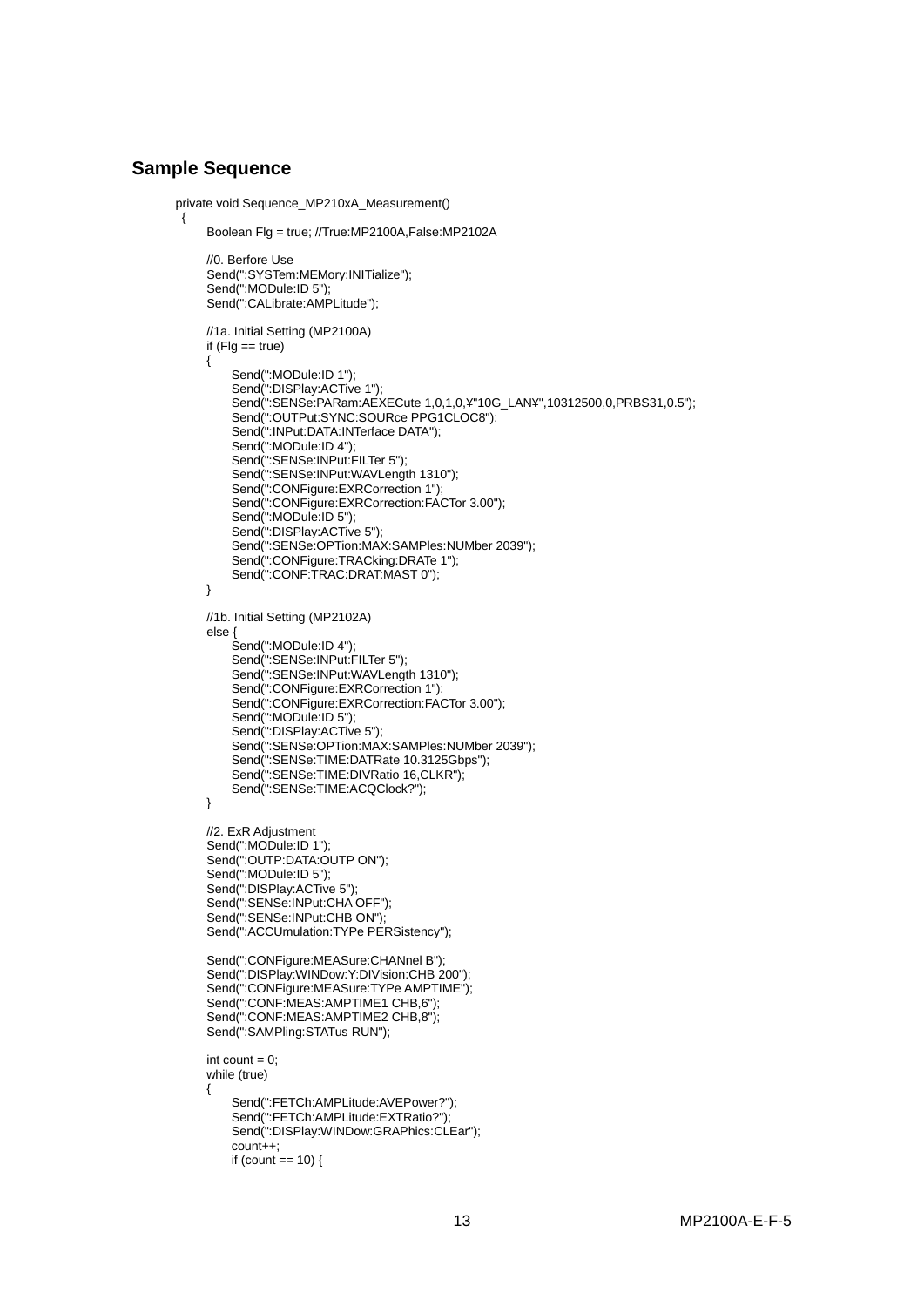## Sample Sequence

```
private void Sequence_MP210xA_Measurement()
 {
      Boolean Flg = true; //True:MP2100A,False:MP2102A

      //0. Berfore Use
      Send(":SYSTem:MEMory:INITialize");
      Send(":MODule:ID 5");
      Send(":CALibrate:AMPLitude");

      //1a. Initial Setting (MP2100A)
      if (Flg == true)
      {
           Send(":MODule:ID 1");
           Send(":DISPlay:ACTive 1");
           Send(":SENSe:PARam:AEXECute 1,0,1,0,¥"10G_LAN¥",10312500,0,PRBS31,0.5");
           Send(":OUTPut:SYNC:SOURce PPG1CLOC8");
           Send(":INPut:DATA:INTerface DATA");
           Send(":MODule:ID 4");
           Send(":SENSe:INPut:FILTer 5");
           Send(":SENSe:INPut:WAVLength 1310");
           Send(":CONFigure:EXRCorrection 1");
           Send(":CONFigure:EXRCorrection:FACTor 3.00");
           Send(":MODule:ID 5");
           Send(":DISPlay:ACTive 5");
           Send(":SENSe:OPTion:MAX:SAMPles:NUMber 2039");
           Send(":CONFigure:TRACking:DRATe 1");
           Send(":CONF:TRAC:DRAT:MAST 0");
      }

      //1b. Initial Setting (MP2102A)
      else {
           Send(":MODule:ID 4");
           Send(":SENSe:INPut:FILTer 5");
           Send(":SENSe:INPut:WAVLength 1310");
           Send(":CONFigure:EXRCorrection 1");
           Send(":CONFigure:EXRCorrection:FACTor 3.00");
           Send(":MODule:ID 5");
           Send(":DISPlay:ACTive 5");
           Send(":SENSe:OPTion:MAX:SAMPles:NUMber 2039");
           Send(":SENSe:TIME:DATRate 10.3125Gbps");
           Send(":SENSe:TIME:DIVRatio 16,CLKR");
           Send(":SENSe:TIME:ACQClock?");
      }

      //2. ExR Adjustment
      Send(":MODule:ID 1");
      Send(":OUTP:DATA:OUTP ON");
      Send(":MODule:ID 5");
      Send(":DISPlay:ACTive 5");
      Send(":SENSe:INPut:CHA OFF");
      Send(":SENSe:INPut:CHB ON");
      Send(":ACCUmulation:TYPe PERSistency");

      Send(":CONFigure:MEASure:CHANnel B");
      Send(":DISPlay:WINDow:Y:DIVision:CHB 200");
      Send(":CONFigure:MEASure:TYPe AMPTIME");
      Send(":CONF:MEAS:AMPTIME1 CHB,6");
      Send(":CONF:MEAS:AMPTIME2 CHB,8");
      Send(":SAMPling:STATus RUN");

      int count = 0;
      while (true)
      {
           Send(":FETCh:AMPLitude:AVEPower?");
           Send(":FETCh:AMPLitude:EXTRatio?");
           Send(":DISPlay:WINDow:GRAPhics:CLEar");
           count++;
           if (count == 10) {
```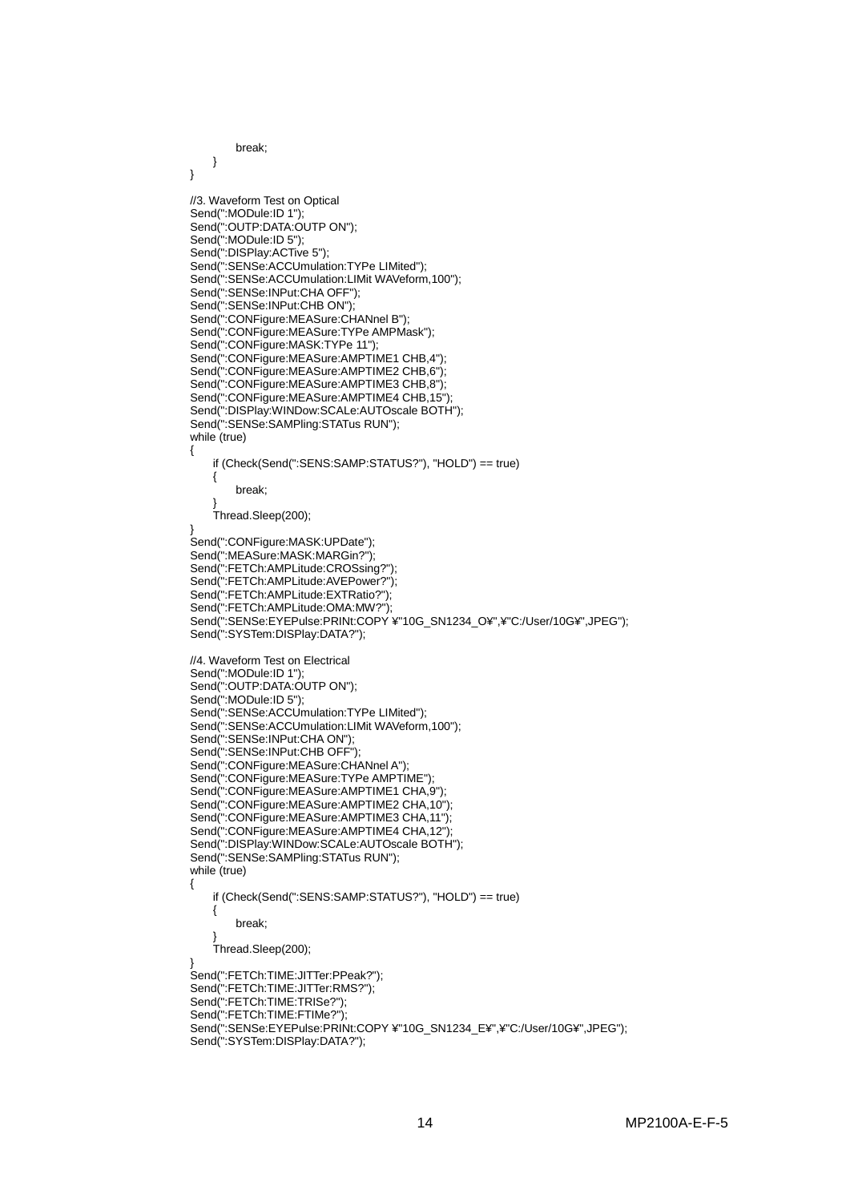```
            break;
        }
    }

    //3. Waveform Test on Optical
    Send(":MODule:ID 1");
    Send(":OUTP:DATA:OUTP ON");
    Send(":MODule:ID 5");
    Send(":DISPlay:ACTive 5");
    Send(":SENSe:ACCUmulation:TYPe LIMited");
    Send(":SENSe:ACCUmulation:LIMit WAVeform,100");
    Send(":SENSe:INPut:CHA OFF");
    Send(":SENSe:INPut:CHB ON");
    Send(":CONFigure:MEASure:CHANnel B");
    Send(":CONFigure:MEASure:TYPe AMPMask");
    Send(":CONFigure:MASK:TYPe 11");
    Send(":CONFigure:MEASure:AMPTIME1 CHB,4");
    Send(":CONFigure:MEASure:AMPTIME2 CHB,6");
    Send(":CONFigure:MEASure:AMPTIME3 CHB,8");
    Send(":CONFigure:MEASure:AMPTIME4 CHB,15");
    Send(":DISPlay:WINDow:SCALe:AUTOscale BOTH");
    Send(":SENSe:SAMPling:STATus RUN");
    while (true)
    {
        if (Check(Send(":SENS:SAMP:STATUS?"), "HOLD") == true)
        {
            break;
        }
        Thread.Sleep(200);
    }
    Send(":CONFigure:MASK:UPDate");
    Send(":MEASure:MASK:MARGin?");
    Send(":FETCh:AMPLitude:CROSsing?");
    Send(":FETCh:AMPLitude:AVEPower?");
    Send(":FETCh:AMPLitude:EXTRatio?");
    Send(":FETCh:AMPLitude:OMA:MW?");
    Send(":SENSe:EYEPulse:PRINt:COPY ¥"10G_SN1234_O¥",¥"C:/User/10G¥",JPEG");
    Send(":SYSTem:DISPlay:DATA?");

    //4. Waveform Test on Electrical
    Send(":MODule:ID 1");
    Send(":OUTP:DATA:OUTP ON");
    Send(":MODule:ID 5");
    Send(":SENSe:ACCUmulation:TYPe LIMited");
    Send(":SENSe:ACCUmulation:LIMit WAVeform,100");
    Send(":SENSe:INPut:CHA ON");
    Send(":SENSe:INPut:CHB OFF");
    Send(":CONFigure:MEASure:CHANnel A");
    Send(":CONFigure:MEASure:TYPe AMPTIME");
    Send(":CONFigure:MEASure:AMPTIME1 CHA,9");
    Send(":CONFigure:MEASure:AMPTIME2 CHA,10");
    Send(":CONFigure:MEASure:AMPTIME3 CHA,11");
    Send(":CONFigure:MEASure:AMPTIME4 CHA,12");
    Send(":DISPlay:WINDow:SCALe:AUTOscale BOTH");
    Send(":SENSe:SAMPling:STATus RUN");
    while (true)
    {
        if (Check(Send(":SENS:SAMP:STATUS?"), "HOLD") == true)
        {
            break;
        }
        Thread.Sleep(200);
    }
    Send(":FETCh:TIME:JITTer:PPeak?");
    Send(":FETCh:TIME:JITTer:RMS?");
    Send(":FETCh:TIME:TRISe?");
    Send(":FETCh:TIME:FTIMe?");
    Send(":SENSe:EYEPulse:PRINt:COPY ¥"10G_SN1234_E¥",¥"C:/User/10G¥",JPEG");
    Send(":SYSTem:DISPlay:DATA?");
```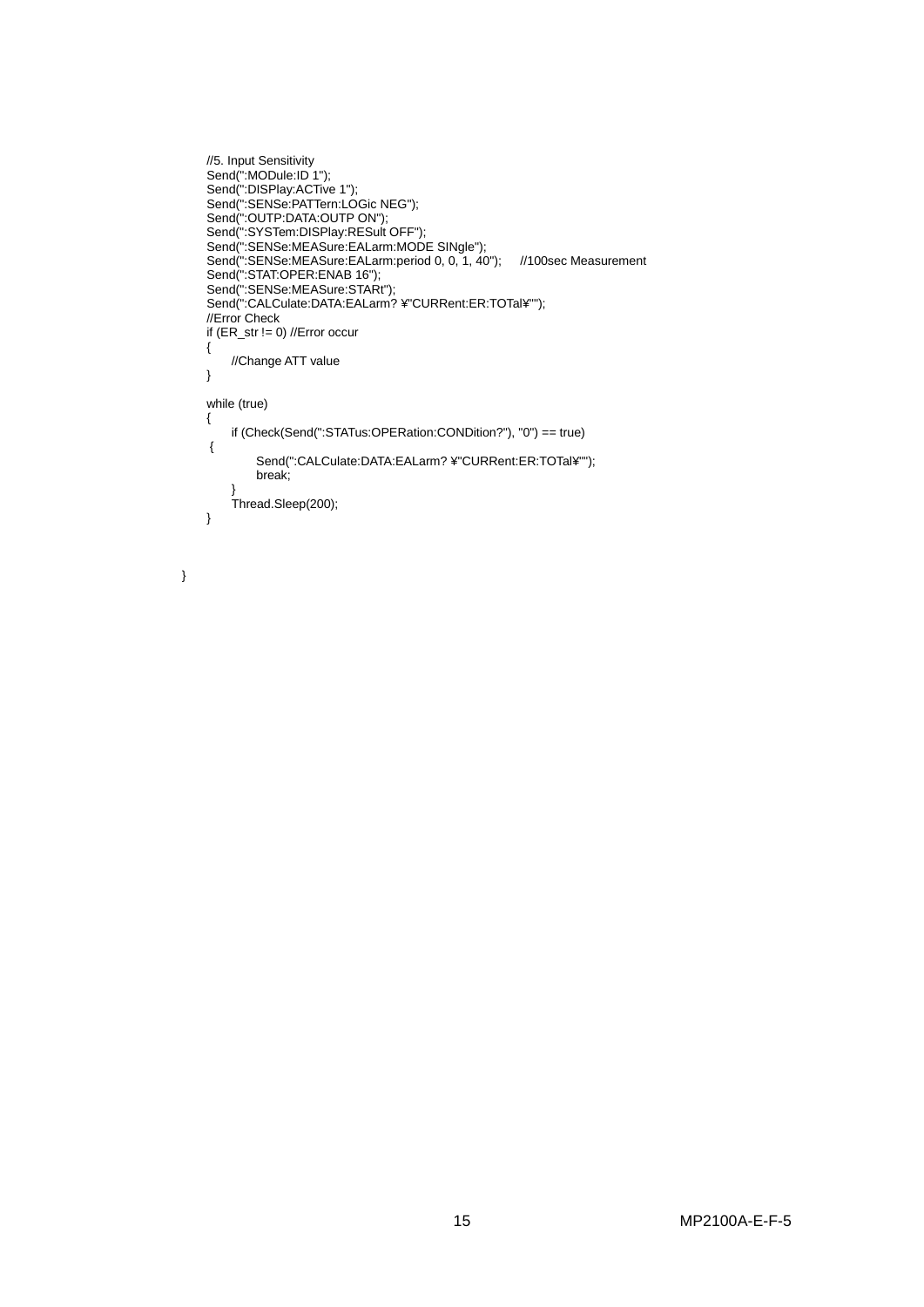```
    //5. Input Sensitivity
    Send(":MODule:ID 1");
    Send(":DISPlay:ACTive 1");
    Send(":SENSe:PATTern:LOGic NEG");
    Send(":OUTP:DATA:OUTP ON");
    Send(":SYSTem:DISPlay:RESult OFF");
    Send(":SENSe:MEASure:EALarm:MODE SINgle");
    Send(":SENSe:MEASure:EALarm:period 0, 0, 1, 40");     //100sec Measurement
    Send(":STAT:OPER:ENAB 16");
    Send(":SENSe:MEASure:STARt");
    Send(":CALCulate:DATA:EALarm? ¥"CURRent:ER:TOTal¥"");
    //Error Check
    if (ER_str != 0) //Error occur
    {
        //Change ATT value
    }

    while (true)
    {
        if (Check(Send(":STATus:OPERation:CONDition?"), "0") == true)
     {
            Send(":CALCulate:DATA:EALarm? ¥"CURRent:ER:TOTal¥"");
            break;
        }
        Thread.Sleep(200);
    }


}
```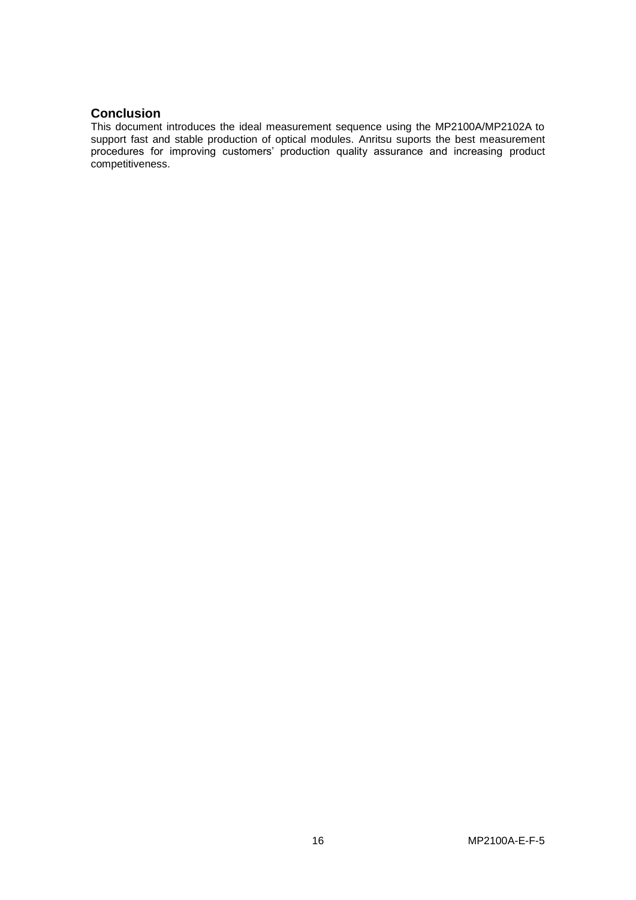## Conclusion

This document introduces the ideal measurement sequence using the MP2100A/MP2102A to support fast and stable production of optical modules. Anritsu suports the best measurement procedures for improving customers' production quality assurance and increasing product competitiveness.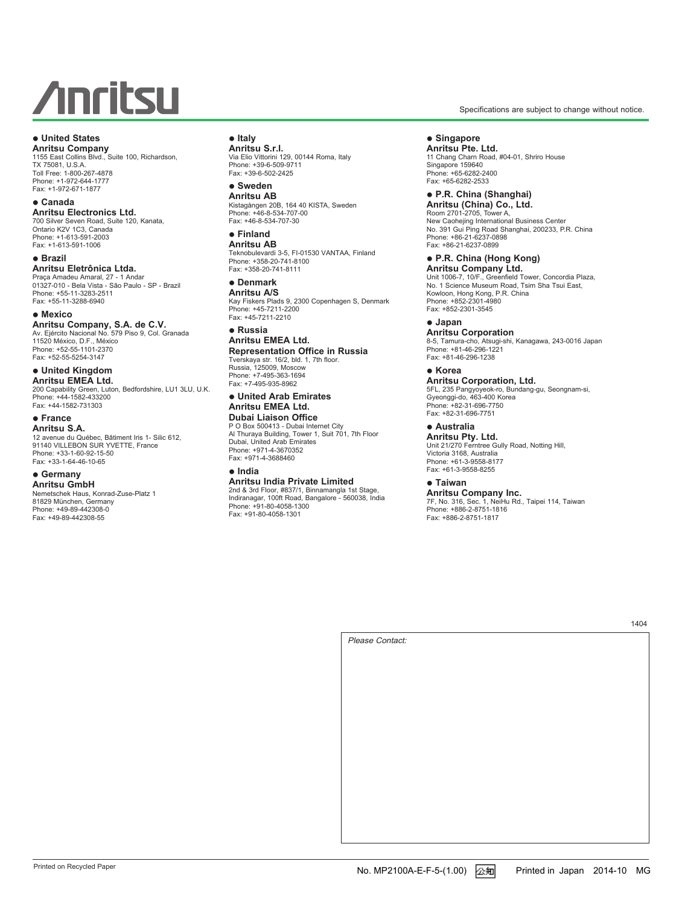# Anritsu

Specifications are subject to change without notice.

● **United States**
**Anritsu Company**
1155 East Collins Blvd., Suite 100, Richardson,
TX 75081, U.S.A.
Toll Free: 1-800-267-4878
Phone: +1-972-644-1777
Fax: +1-972-671-1877

● **Canada**
**Anritsu Electronics Ltd.**
700 Silver Seven Road, Suite 120, Kanata,
Ontario K2V 1C3, Canada
Phone: +1-613-591-2003
Fax: +1-613-591-1006

● **Brazil**
**Anritsu Eletrônica Ltda.**
Praça Amadeu Amaral, 27 - 1 Andar
01327-010 - Bela Vista - São Paulo - SP - Brazil
Phone: +55-11-3283-2511
Fax: +55-11-3288-6940

● **Mexico**
**Anritsu Company, S.A. de C.V.**
Av. Ejército Nacional No. 579 Piso 9, Col. Granada
11520 México, D.F., México
Phone: +52-55-1101-2370
Fax: +52-55-5254-3147

● **United Kingdom**
**Anritsu EMEA Ltd.**
200 Capability Green, Luton, Bedfordshire, LU1 3LU, U.K.
Phone: +44-1582-433200
Fax: +44-1582-731303

● **France**
**Anritsu S.A.**
12 avenue du Québec, Bâtiment Iris 1- Silic 612,
91140 VILLEBON SUR YVETTE, France
Phone: +33-1-60-92-15-50
Fax: +33-1-64-46-10-65

● **Germany**
**Anritsu GmbH**
Nemetschek Haus, Konrad-Zuse-Platz 1
81829 München, Germany
Phone: +49-89-442308-0
Fax: +49-89-442308-55

● **Italy**
**Anritsu S.r.l.**
Via Elio Vittorini 129, 00144 Roma, Italy
Phone: +39-6-509-9711
Fax: +39-6-502-2425

● **Sweden**
**Anritsu AB**
Kistagången 20B, 164 40 KISTA, Sweden
Phone: +46-8-534-707-00
Fax: +46-8-534-707-30

● **Finland**
**Anritsu AB**
Teknobulevardi 3-5, FI-01530 VANTAA, Finland
Phone: +358-20-741-8100
Fax: +358-20-741-8111

● **Denmark**
**Anritsu A/S**
Kay Fiskers Plads 9, 2300 Copenhagen S, Denmark
Phone: +45-7211-2200
Fax: +45-7211-2210

● **Russia**
**Anritsu EMEA Ltd.**
**Representation Office in Russia**
Tverskaya str. 16/2, bld. 1, 7th floor.
Russia, 125009, Moscow
Phone: +7-495-363-1694
Fax: +7-495-935-8962

● **United Arab Emirates**
**Anritsu EMEA Ltd.**
**Dubai Liaison Office**
P O Box 500413 - Dubai Internet City
Al Thuraya Building, Tower 1, Suit 701, 7th Floor
Dubai, United Arab Emirates
Phone: +971-4-3670352
Fax: +971-4-3688460

● **India**
**Anritsu India Private Limited**
2nd & 3rd Floor, #837/1, Binnamangla 1st Stage,
Indiranagar, 100ft Road, Bangalore - 560038, India
Phone: +91-80-4058-1300
Fax: +91-80-4058-1301

● **Singapore**
**Anritsu Pte. Ltd.**
11 Chang Charn Road, #04-01, Shriro House
Singapore 159640
Phone: +65-6282-2400
Fax: +65-6282-2533

● **P.R. China (Shanghai)**
**Anritsu (China) Co., Ltd.**
Room 2701-2705, Tower A,
New Caohejing International Business Center
No. 391 Gui Ping Road Shanghai, 200233, P.R. China
Phone: +86-21-6237-0898
Fax: +86-21-6237-0899

● **P.R. China (Hong Kong)**
**Anritsu Company Ltd.**
Unit 1006-7, 10/F., Greenfield Tower, Concordia Plaza,
No. 1 Science Museum Road, Tsim Sha Tsui East,
Kowloon, Hong Kong, P.R. China
Phone: +852-2301-4980
Fax: +852-2301-3545

● **Japan**
**Anritsu Corporation**
8-5, Tamura-cho, Atsugi-shi, Kanagawa, 243-0016 Japan
Phone: +81-46-296-1221
Fax: +81-46-296-1238

● **Korea**
**Anritsu Corporation, Ltd.**
5FL, 235 Pangyoyeok-ro, Bundang-gu, Seongnam-si,
Gyeonggi-do, 463-400 Korea
Phone: +82-31-696-7750
Fax: +82-31-696-7751

● **Australia**
**Anritsu Pty. Ltd.**
Unit 21/270 Ferntree Gully Road, Notting Hill,
Victoria 3168, Australia
Phone: +61-3-9558-8177
Fax: +61-3-9558-8255

● **Taiwan**
**Anritsu Company Inc.**
7F, No. 316, Sec. 1, NeiHu Rd., Taipei 114, Taiwan
Phone: +886-2-8751-1816
Fax: +886-2-8751-1817

1404

*Please Contact:*

Printed on Recycled Paper

No. MP2100A-E-F-5-(1.00) 公知 Printed in Japan 2014-10 MG